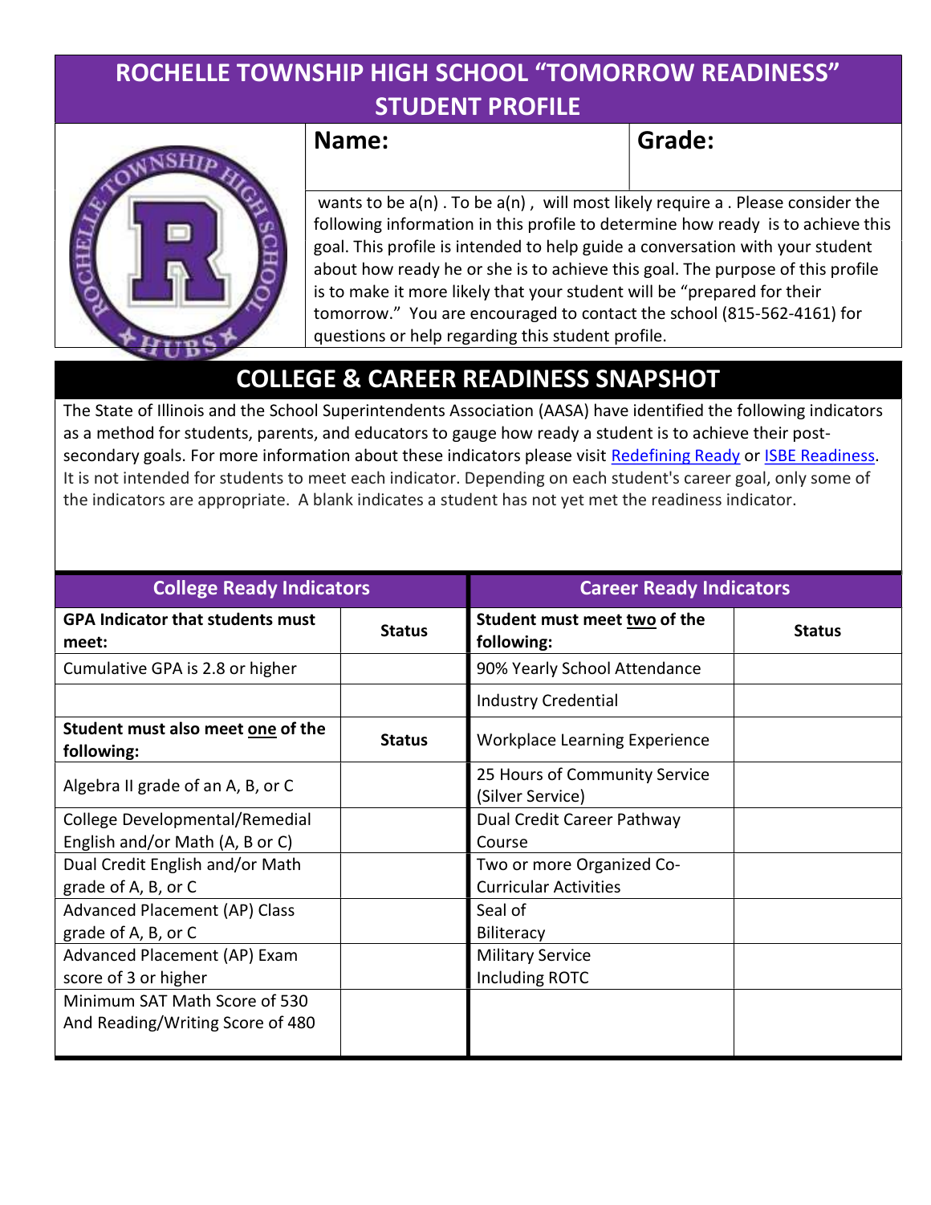# ROCHELLE TOWNSHIP HIGH SCHOOL "TOMORROW READINESS" STUDENT PROFILE

| **Name:** | **Grade:** |
| --- | --- |

wants to be a(n) . To be a(n) , will most likely require a . Please consider the following information in this profile to determine how ready is to achieve this goal. This profile is intended to help guide a conversation with your student about how ready he or she is to achieve this goal. The purpose of this profile is to make it more likely that your student will be "prepared for their tomorrow." You are encouraged to contact the school (815-562-4161) for questions or help regarding this student profile.

## COLLEGE & CAREER READINESS SNAPSHOT

The State of Illinois and the School Superintendents Association (AASA) have identified the following indicators as a method for students, parents, and educators to gauge how ready a student is to achieve their post-secondary goals. For more information about these indicators please visit [Redefining Ready](Redefining Ready) or [ISBE Readiness](ISBE Readiness). It is not intended for students to meet each indicator. Depending on each student's career goal, only some of the indicators are appropriate. A blank indicates a student has not yet met the readiness indicator.

| College Ready Indicators | | Career Ready Indicators | |
| --- | --- | --- | --- |
| **GPA Indicator that students must meet:** | **Status** | **Student must meet two of the following:** | **Status** |
| Cumulative GPA is 2.8 or higher | | 90% Yearly School Attendance | |
| | | Industry Credential | |
| **Student must also meet one of the following:** | **Status** | Workplace Learning Experience | |
| Algebra II grade of an A, B, or C | | 25 Hours of Community Service (Silver Service) | |
| College Developmental/Remedial English and/or Math (A, B or C) | | Dual Credit Career Pathway Course | |
| Dual Credit English and/or Math grade of A, B, or C | | Two or more Organized Co-Curricular Activities | |
| Advanced Placement (AP) Class grade of A, B, or C | | Seal of Biliteracy | |
| Advanced Placement (AP) Exam score of 3 or higher | | Military Service Including ROTC | |
| Minimum SAT Math Score of 530 And Reading/Writing Score of 480 | | | |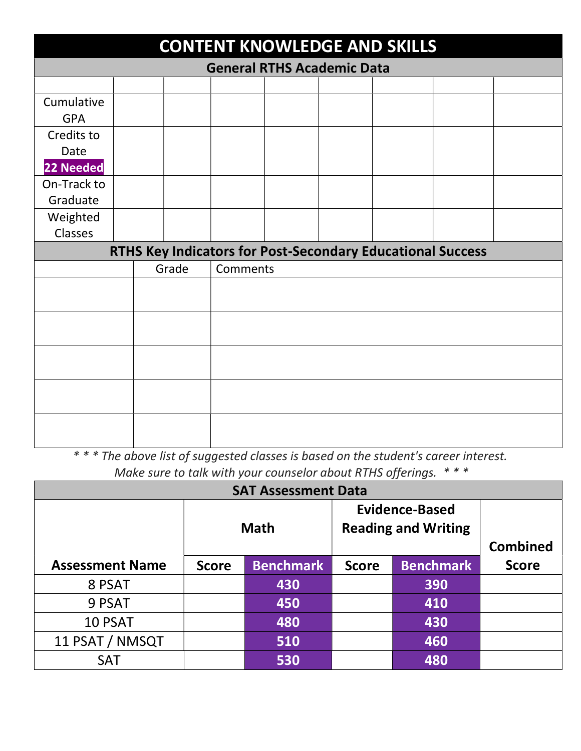# CONTENT KNOWLEDGE AND SKILLS

## General RTHS Academic Data

| | | | | | | | | |
|---|---|---|---|---|---|---|---|---|
| Cumulative GPA | | | | | | | | |
| Credits to Date **22 Needed** | | | | | | | | |
| On-Track to Graduate | | | | | | | | |
| Weighted Classes | | | | | | | | |

## RTHS Key Indicators for Post-Secondary Educational Success

| | Grade | Comments |
|---|---|---|
| | | |
| | | |
| | | |
| | | |
| | | |

*\* \* \* The above list of suggested classes is based on the student's career interest. Make sure to talk with your counselor about RTHS offerings. \* \* \**

## SAT Assessment Data

| | Math | | Evidence-Based Reading and Writing | | |
|---|---|---|---|---|---|
| **Assessment Name** | **Score** | **Benchmark** | **Score** | **Benchmark** | **Combined Score** |
| 8 PSAT | | 430 | | 390 | |
| 9 PSAT | | 450 | | 410 | |
| 10 PSAT | | 480 | | 430 | |
| 11 PSAT / NMSQT | | 510 | | 460 | |
| SAT | | 530 | | 480 | |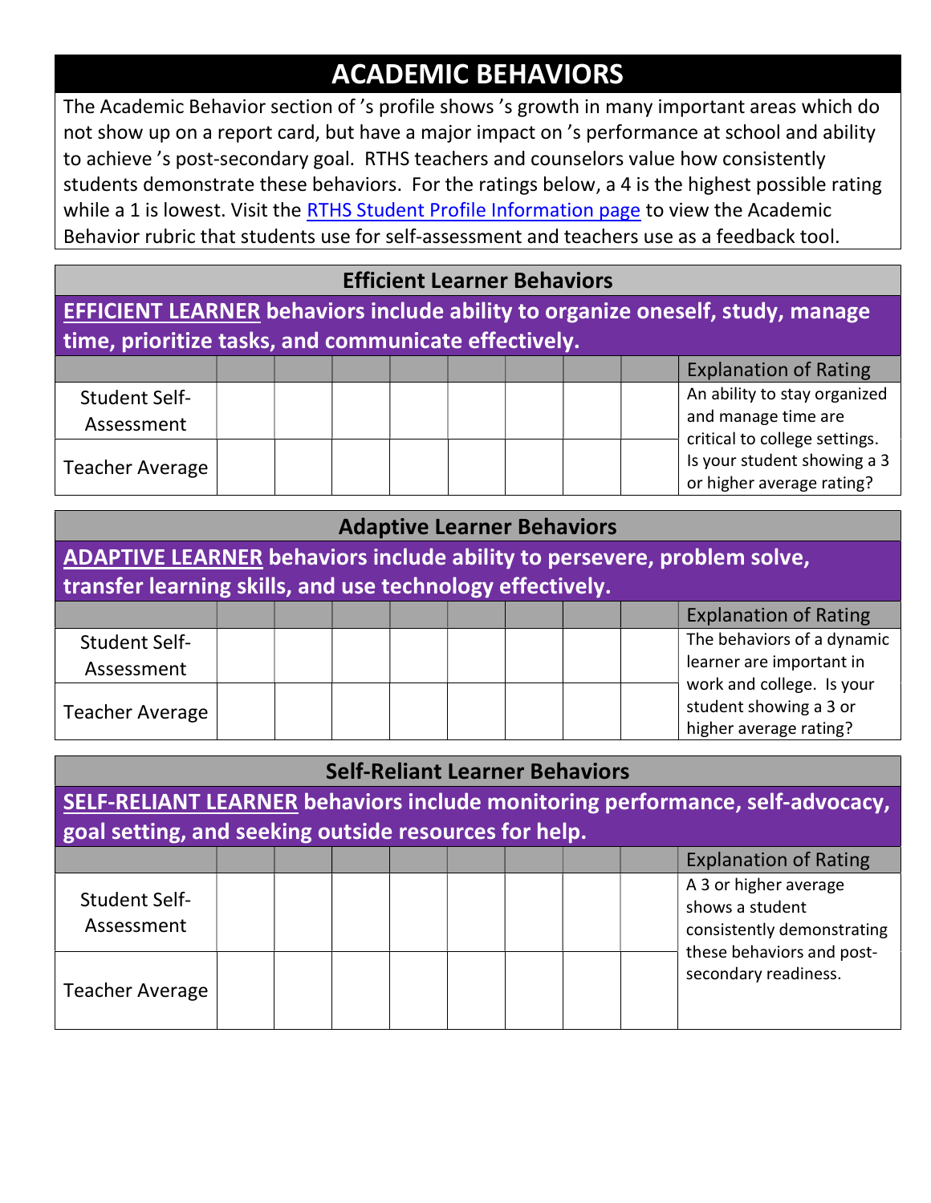# ACADEMIC BEHAVIORS

The Academic Behavior section of ’s profile shows ’s growth in many important areas which do not show up on a report card, but have a major impact on ’s performance at school and ability to achieve ’s post-secondary goal. RTHS teachers and counselors value how consistently students demonstrate these behaviors. For the ratings below, a 4 is the highest possible rating while a 1 is lowest. Visit the [RTHS Student Profile Information page]() to view the Academic Behavior rubric that students use for self-assessment and teachers use as a feedback tool.

## Efficient Learner Behaviors

**EFFICIENT LEARNER behaviors include ability to organize oneself, study, manage time, prioritize tasks, and communicate effectively.**

| | | | | | | | | | Explanation of Rating |
|---|---|---|---|---|---|---|---|---|---|
| Student Self-Assessment | | | | | | | | | An ability to stay organized and manage time are critical to college settings. Is your student showing a 3 or higher average rating? |
| Teacher Average | | | | | | | | | |

## Adaptive Learner Behaviors

**ADAPTIVE LEARNER behaviors include ability to persevere, problem solve, transfer learning skills, and use technology effectively.**

| | | | | | | | | | Explanation of Rating |
|---|---|---|---|---|---|---|---|---|---|
| Student Self-Assessment | | | | | | | | | The behaviors of a dynamic learner are important in work and college. Is your student showing a 3 or higher average rating? |
| Teacher Average | | | | | | | | | |

## Self-Reliant Learner Behaviors

**SELF-RELIANT LEARNER behaviors include monitoring performance, self-advocacy, goal setting, and seeking outside resources for help.**

| | | | | | | | | | Explanation of Rating |
|---|---|---|---|---|---|---|---|---|---|
| Student Self-Assessment | | | | | | | | | A 3 or higher average shows a student consistently demonstrating these behaviors and post-secondary readiness. |
| Teacher Average | | | | | | | | | |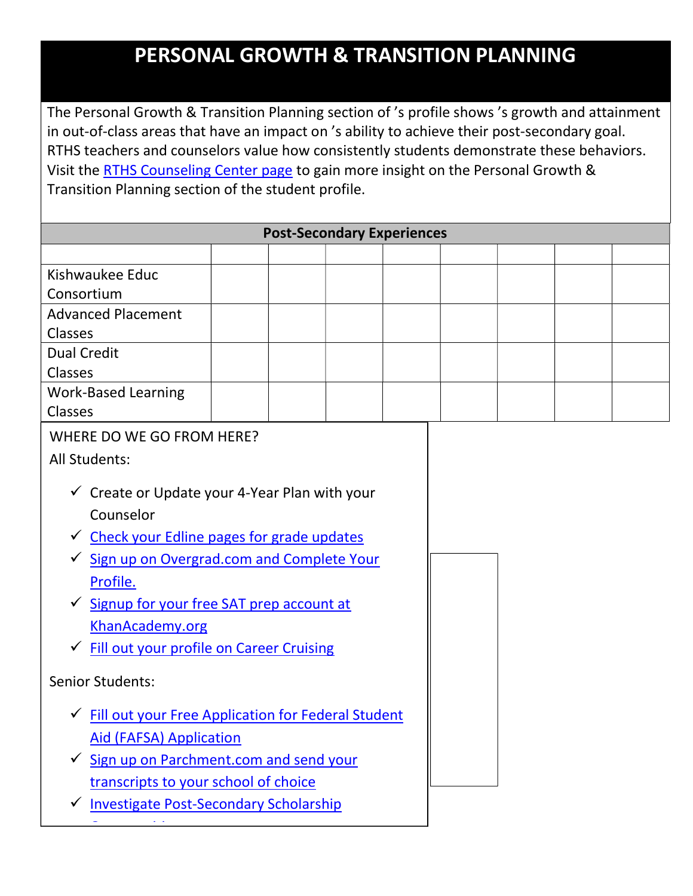# PERSONAL GROWTH & TRANSITION PLANNING

The Personal Growth & Transition Planning section of ’s profile shows ’s growth and attainment in out-of-class areas that have an impact on ’s ability to achieve their post-secondary goal. RTHS teachers and counselors value how consistently students demonstrate these behaviors. Visit the RTHS Counseling Center page to gain more insight on the Personal Growth & Transition Planning section of the student profile.

**Post-Secondary Experiences**

| | | | | | | | | |
|---|---|---|---|---|---|---|---|---|
| Kishwaukee Educ Consortium | | | | | | | | |
| Advanced Placement Classes | | | | | | | | |
| Dual Credit Classes | | | | | | | | |
| Work-Based Learning Classes | | | | | | | | |

WHERE DO WE GO FROM HERE?

All Students:

- ✓ Create or Update your 4-Year Plan with your Counselor
- ✓ Check your Edline pages for grade updates
- ✓ Sign up on Overgrad.com and Complete Your Profile.
- ✓ Signup for your free SAT prep account at KhanAcademy.org
- ✓ Fill out your profile on Career Cruising

Senior Students:

- ✓ Fill out your Free Application for Federal Student Aid (FAFSA) Application
- ✓ Sign up on Parchment.com and send your transcripts to your school of choice
- ✓ Investigate Post-Secondary Scholarship